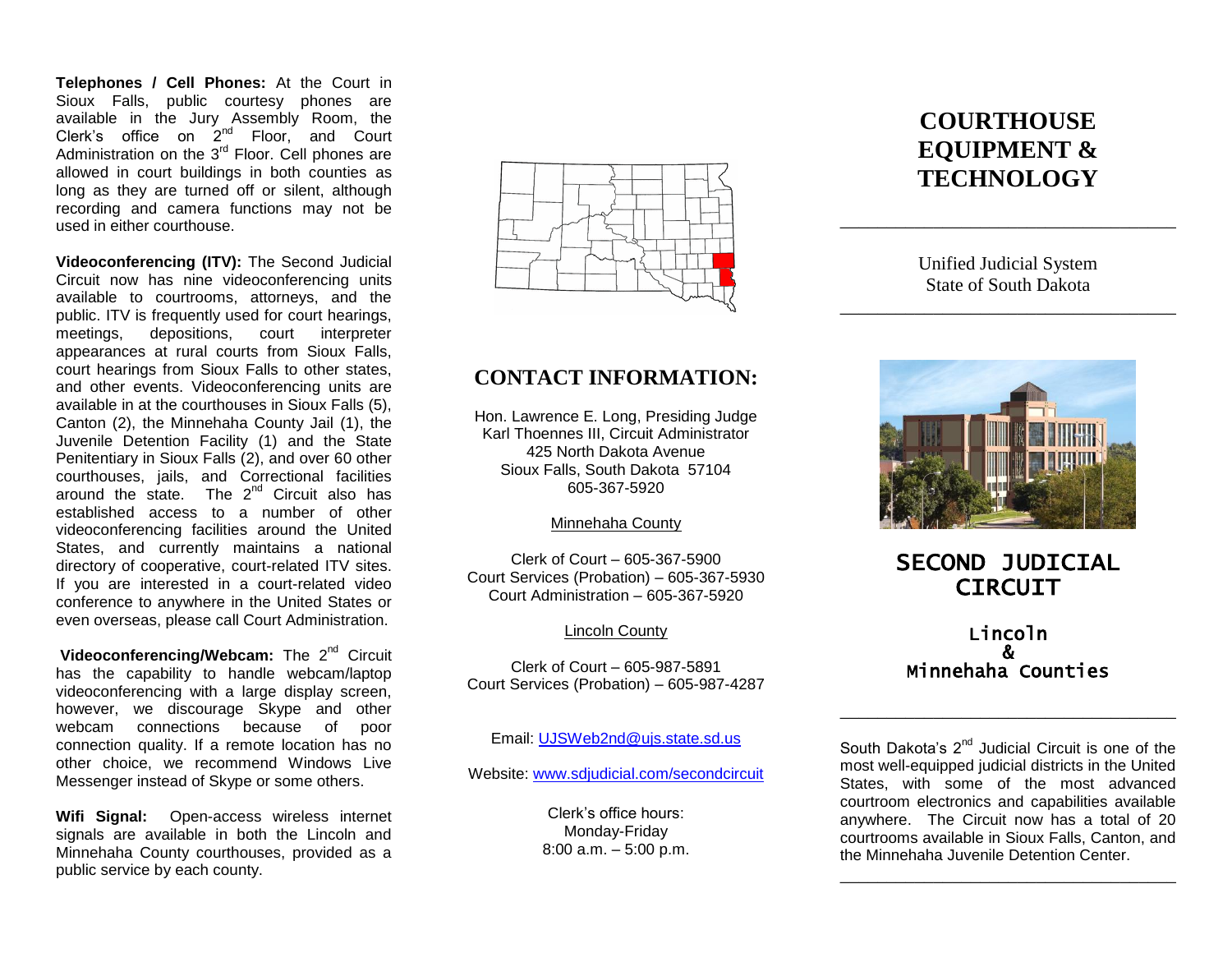**Telephones / Cell Phones:** At the Court in Sioux Falls, public courtesy phones are available in the Jury Assembly Room, the Clerk's office on 2nd Floor, and Court Administration on the 3rd Floor. Cell phones are allowed in court buildings in both counties as long as they are turned off or silent, although recording and camera functions may not be used in either courthouse.

**Videoconferencing (ITV):** The Second Judicial Circuit now has nine videoconferencing units available to courtrooms, attorneys, and the public. ITV is frequently used for court hearings, meetings, depositions, court interpreter appearances at rural courts from Sioux Falls, court hearings from Sioux Falls to other states, and other events. Videoconferencing units are available in at the courthouses in Sioux Falls (5), Canton (2), the Minnehaha County Jail (1), the Juvenile Detention Facility (1) and the State Penitentiary in Sioux Falls (2), and over 60 other courthouses, jails, and Correctional facilities around the state. The 2nd Circuit also has established access to a number of other videoconferencing facilities around the United States, and currently maintains a national directory of cooperative, court-related ITV sites. If you are interested in a court-related video conference to anywhere in the United States or even overseas, please call Court Administration.

**Videoconferencing/Webcam:** The 2nd Circuit has the capability to handle webcam/laptop videoconferencing with a large display screen, however, we discourage Skype and other webcam connections because of poor connection quality. If a remote location has no other choice, we recommend Windows Live Messenger instead of Skype or some others.

**Wifi Signal:** Open-access wireless internet signals are available in both the Lincoln and Minnehaha County courthouses, provided as a public service by each county.

## CONTACT INFORMATION:

Hon. Lawrence E. Long, Presiding Judge
Karl Thoennes III, Circuit Administrator
425 North Dakota Avenue
Sioux Falls, South Dakota 57104
605-367-5920

Minnehaha County

Clerk of Court – 605-367-5900
Court Services (Probation) – 605-367-5930
Court Administration – 605-367-5920

Lincoln County

Clerk of Court – 605-987-5891
Court Services (Probation) – 605-987-4287

Email: UJSWeb2nd@ujs.state.sd.us

Website: www.sdjudicial.com/secondcircuit

Clerk's office hours:
Monday-Friday
8:00 a.m. – 5:00 p.m.

# COURTHOUSE EQUIPMENT & TECHNOLOGY

Unified Judicial System
State of South Dakota

## SECOND JUDICIAL CIRCUIT

Lincoln
&
Minnehaha Counties

South Dakota's 2nd Judicial Circuit is one of the most well-equipped judicial districts in the United States, with some of the most advanced courtroom electronics and capabilities available anywhere. The Circuit now has a total of 20 courtrooms available in Sioux Falls, Canton, and the Minnehaha Juvenile Detention Center.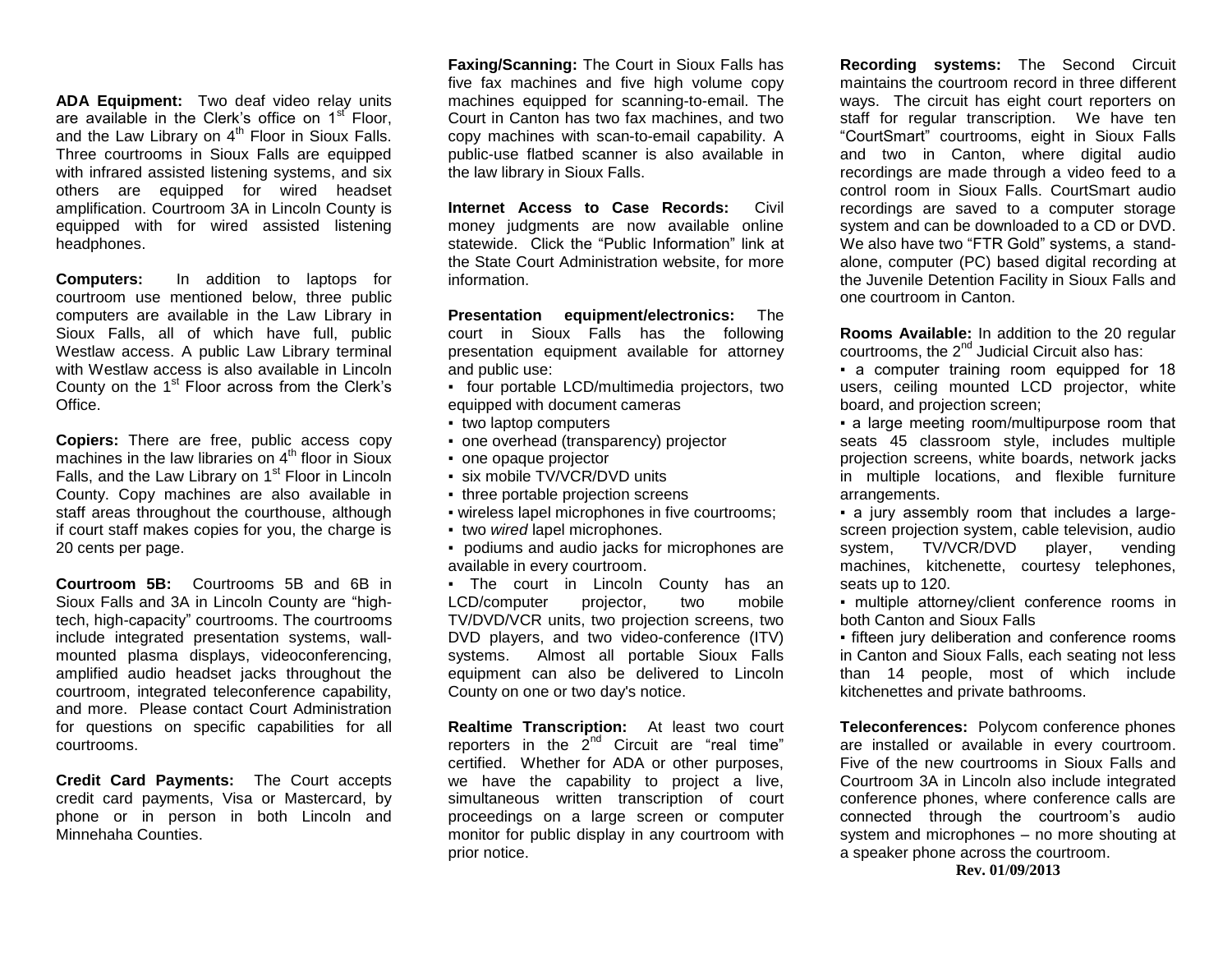**ADA Equipment:** Two deaf video relay units are available in the Clerk's office on 1st Floor, and the Law Library on 4th Floor in Sioux Falls. Three courtrooms in Sioux Falls are equipped with infrared assisted listening systems, and six others are equipped for wired headset amplification. Courtroom 3A in Lincoln County is equipped with for wired assisted listening headphones.

**Computers:** In addition to laptops for courtroom use mentioned below, three public computers are available in the Law Library in Sioux Falls, all of which have full, public Westlaw access. A public Law Library terminal with Westlaw access is also available in Lincoln County on the 1st Floor across from the Clerk's Office.

**Copiers:** There are free, public access copy machines in the law libraries on 4th floor in Sioux Falls, and the Law Library on 1st Floor in Lincoln County. Copy machines are also available in staff areas throughout the courthouse, although if court staff makes copies for you, the charge is 20 cents per page.

**Courtroom 5B:** Courtrooms 5B and 6B in Sioux Falls and 3A in Lincoln County are "high-tech, high-capacity" courtrooms. The courtrooms include integrated presentation systems, wall-mounted plasma displays, videoconferencing, amplified audio headset jacks throughout the courtroom, integrated teleconference capability, and more. Please contact Court Administration for questions on specific capabilities for all courtrooms.

**Credit Card Payments:** The Court accepts credit card payments, Visa or Mastercard, by phone or in person in both Lincoln and Minnehaha Counties.

**Faxing/Scanning:** The Court in Sioux Falls has five fax machines and five high volume copy machines equipped for scanning-to-email. The Court in Canton has two fax machines, and two copy machines with scan-to-email capability. A public-use flatbed scanner is also available in the law library in Sioux Falls.

**Internet Access to Case Records:** Civil money judgments are now available online statewide. Click the "Public Information" link at the State Court Administration website, for more information.

**Presentation equipment/electronics:** The court in Sioux Falls has the following presentation equipment available for attorney and public use:

- four portable LCD/multimedia projectors, two equipped with document cameras
- two laptop computers
- one overhead (transparency) projector
- one opaque projector
- six mobile TV/VCR/DVD units
- three portable projection screens
- wireless lapel microphones in five courtrooms;
- two *wired* lapel microphones.
- podiums and audio jacks for microphones are available in every courtroom.
- The court in Lincoln County has an LCD/computer projector, two mobile TV/DVD/VCR units, two projection screens, two DVD players, and two video-conference (ITV) systems. Almost all portable Sioux Falls equipment can also be delivered to Lincoln County on one or two day's notice.

**Realtime Transcription:** At least two court reporters in the 2nd Circuit are "real time" certified. Whether for ADA or other purposes, we have the capability to project a live, simultaneous written transcription of court proceedings on a large screen or computer monitor for public display in any courtroom with prior notice.

**Recording systems:** The Second Circuit maintains the courtroom record in three different ways. The circuit has eight court reporters on staff for regular transcription. We have ten "CourtSmart" courtrooms, eight in Sioux Falls and two in Canton, where digital audio recordings are made through a video feed to a control room in Sioux Falls. CourtSmart audio recordings are saved to a computer storage system and can be downloaded to a CD or DVD. We also have two "FTR Gold" systems, a stand-alone, computer (PC) based digital recording at the Juvenile Detention Facility in Sioux Falls and one courtroom in Canton.

**Rooms Available:** In addition to the 20 regular courtrooms, the 2nd Judicial Circuit also has:

- a computer training room equipped for 18 users, ceiling mounted LCD projector, white board, and projection screen;
- a large meeting room/multipurpose room that seats 45 classroom style, includes multiple projection screens, white boards, network jacks in multiple locations, and flexible furniture arrangements.
- a jury assembly room that includes a large-screen projection system, cable television, audio system, TV/VCR/DVD player, vending machines, kitchenette, courtesy telephones, seats up to 120.
- multiple attorney/client conference rooms in both Canton and Sioux Falls
- fifteen jury deliberation and conference rooms in Canton and Sioux Falls, each seating not less than 14 people, most of which include kitchenettes and private bathrooms.

**Teleconferences:** Polycom conference phones are installed or available in every courtroom. Five of the new courtrooms in Sioux Falls and Courtroom 3A in Lincoln also include integrated conference phones, where conference calls are connected through the courtroom's audio system and microphones – no more shouting at a speaker phone across the courtroom.

**Rev. 01/09/2013**